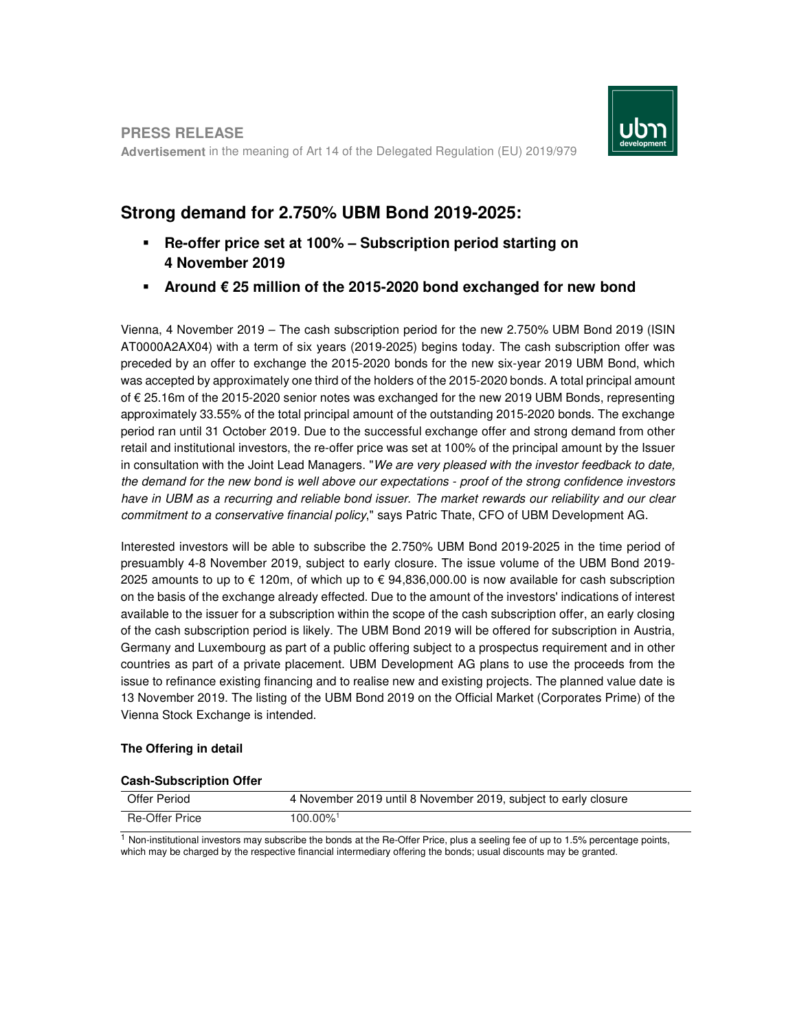**PRESS RELEASE**

**Advertisement** in the meaning of Art 14 of the Delegated Regulation (EU) 2019/979

# Strong demand for 2.750% UBM Bond 2019-2025:

- **Re-offer price set at 100% – Subscription period starting on 4 November 2019**
- **Around € 25 million of the 2015-2020 bond exchanged for new bond**

Vienna, 4 November 2019 – The cash subscription period for the new 2.750% UBM Bond 2019 (ISIN AT0000A2AX04) with a term of six years (2019-2025) begins today. The cash subscription offer was preceded by an offer to exchange the 2015-2020 bonds for the new six-year 2019 UBM Bond, which was accepted by approximately one third of the holders of the 2015-2020 bonds. A total principal amount of € 25.16m of the 2015-2020 senior notes was exchanged for the new 2019 UBM Bonds, representing approximately 33.55% of the total principal amount of the outstanding 2015-2020 bonds. The exchange period ran until 31 October 2019. Due to the successful exchange offer and strong demand from other retail and institutional investors, the re-offer price was set at 100% of the principal amount by the Issuer in consultation with the Joint Lead Managers. "*We are very pleased with the investor feedback to date, the demand for the new bond is well above our expectations - proof of the strong confidence investors have in UBM as a recurring and reliable bond issuer. The market rewards our reliability and our clear commitment to a conservative financial policy*," says Patric Thate, CFO of UBM Development AG.

Interested investors will be able to subscribe the 2.750% UBM Bond 2019-2025 in the time period of presuambly 4-8 November 2019, subject to early closure. The issue volume of the UBM Bond 2019-2025 amounts to up to € 120m, of which up to € 94,836,000.00 is now available for cash subscription on the basis of the exchange already effected. Due to the amount of the investors' indications of interest available to the issuer for a subscription within the scope of the cash subscription offer, an early closing of the cash subscription period is likely. The UBM Bond 2019 will be offered for subscription in Austria, Germany and Luxembourg as part of a public offering subject to a prospectus requirement and in other countries as part of a private placement. UBM Development AG plans to use the proceeds from the issue to refinance existing financing and to realise new and existing projects. The planned value date is 13 November 2019. The listing of the UBM Bond 2019 on the Official Market (Corporates Prime) of the Vienna Stock Exchange is intended.

### The Offering in detail

**Cash-Subscription Offer**

| | |
|---|---|
| Offer Period | 4 November 2019 until 8 November 2019, subject to early closure |
| Re-Offer Price | 100.00%[1] |

[1] Non-institutional investors may subscribe the bonds at the Re-Offer Price, plus a seeling fee of up to 1.5% percentage points, which may be charged by the respective financial intermediary offering the bonds; usual discounts may be granted.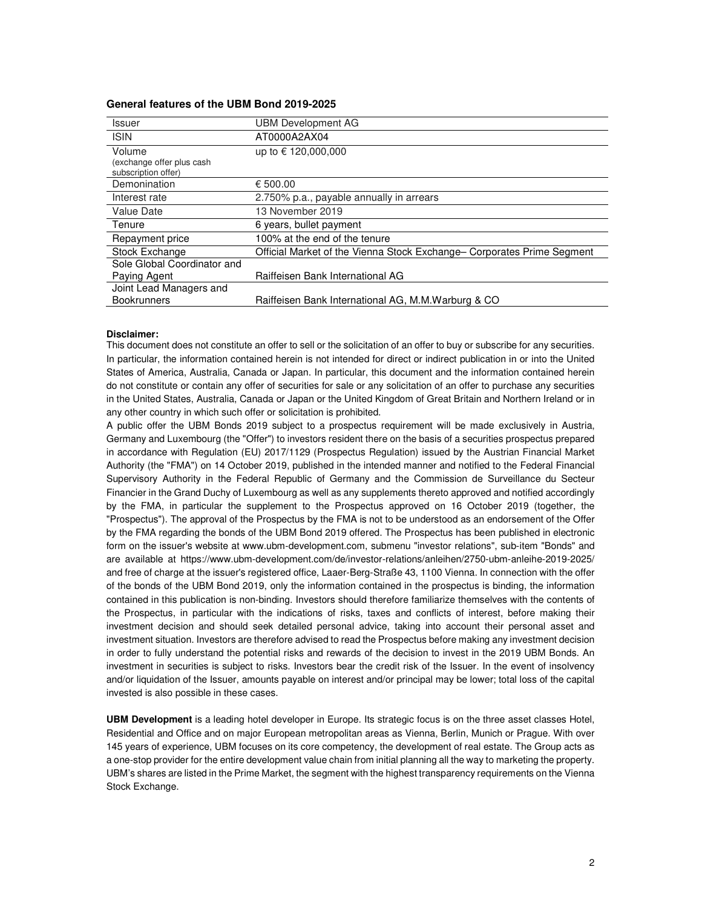**General features of the UBM Bond 2019-2025**

| | |
|---|---|
| Issuer | UBM Development AG |
| ISIN | AT0000A2AX04 |
| Volume (exchange offer plus cash subscription offer) | up to € 120,000,000 |
| Demonination | € 500.00 |
| Interest rate | 2.750% p.a., payable annually in arrears |
| Value Date | 13 November 2019 |
| Tenure | 6 years, bullet payment |
| Repayment price | 100% at the end of the tenure |
| Stock Exchange | Official Market of the Vienna Stock Exchange– Corporates Prime Segment |
| Sole Global Coordinator and Paying Agent | Raiffeisen Bank International AG |
| Joint Lead Managers and Bookrunners | Raiffeisen Bank International AG, M.M.Warburg & CO |

**Disclaimer:**

This document does not constitute an offer to sell or the solicitation of an offer to buy or subscribe for any securities. In particular, the information contained herein is not intended for direct or indirect publication in or into the United States of America, Australia, Canada or Japan. In particular, this document and the information contained herein do not constitute or contain any offer of securities for sale or any solicitation of an offer to purchase any securities in the United States, Australia, Canada or Japan or the United Kingdom of Great Britain and Northern Ireland or in any other country in which such offer or solicitation is prohibited.

A public offer the UBM Bonds 2019 subject to a prospectus requirement will be made exclusively in Austria, Germany and Luxembourg (the "Offer") to investors resident there on the basis of a securities prospectus prepared in accordance with Regulation (EU) 2017/1129 (Prospectus Regulation) issued by the Austrian Financial Market Authority (the "FMA") on 14 October 2019, published in the intended manner and notified to the Federal Financial Supervisory Authority in the Federal Republic of Germany and the Commission de Surveillance du Secteur Financier in the Grand Duchy of Luxembourg as well as any supplements thereto approved and notified accordingly by the FMA, in particular the supplement to the Prospectus approved on 16 October 2019 (together, the "Prospectus"). The approval of the Prospectus by the FMA is not to be understood as an endorsement of the Offer by the FMA regarding the bonds of the UBM Bond 2019 offered. The Prospectus has been published in electronic form on the issuer's website at www.ubm-development.com, submenu "investor relations", sub-item "Bonds" and are available at https://www.ubm-development.com/de/investor-relations/anleihen/2750-ubm-anleihe-2019-2025/ and free of charge at the issuer's registered office, Laaer-Berg-Straße 43, 1100 Vienna. In connection with the offer of the bonds of the UBM Bond 2019, only the information contained in the prospectus is binding, the information contained in this publication is non-binding. Investors should therefore familiarize themselves with the contents of the Prospectus, in particular with the indications of risks, taxes and conflicts of interest, before making their investment decision and should seek detailed personal advice, taking into account their personal asset and investment situation. Investors are therefore advised to read the Prospectus before making any investment decision in order to fully understand the potential risks and rewards of the decision to invest in the 2019 UBM Bonds. An investment in securities is subject to risks. Investors bear the credit risk of the Issuer. In the event of insolvency and/or liquidation of the Issuer, amounts payable on interest and/or principal may be lower; total loss of the capital invested is also possible in these cases.

**UBM Development** is a leading hotel developer in Europe. Its strategic focus is on the three asset classes Hotel, Residential and Office and on major European metropolitan areas as Vienna, Berlin, Munich or Prague. With over 145 years of experience, UBM focuses on its core competency, the development of real estate. The Group acts as a one-stop provider for the entire development value chain from initial planning all the way to marketing the property. UBM's shares are listed in the Prime Market, the segment with the highest transparency requirements on the Vienna Stock Exchange.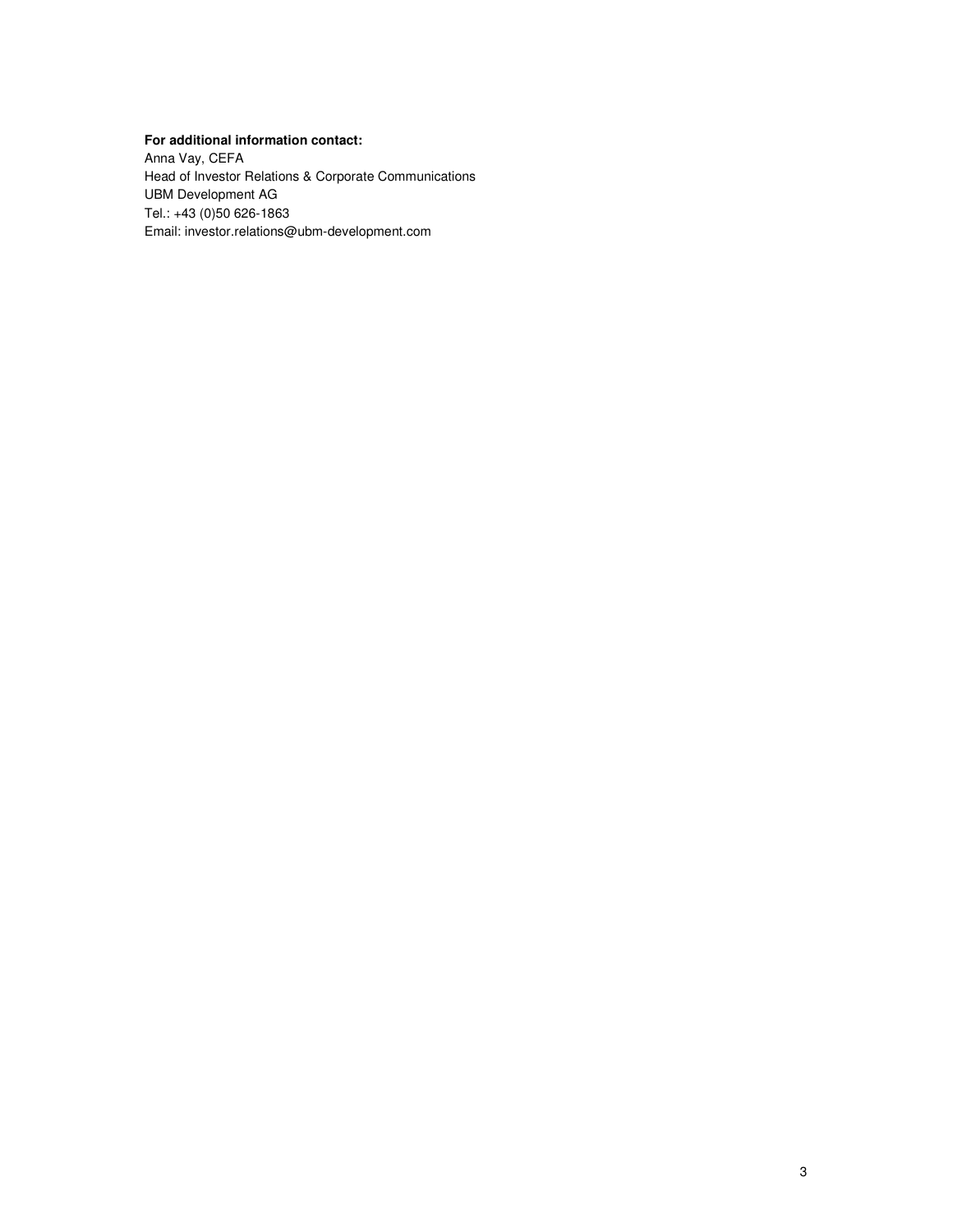**For additional information contact:**
Anna Vay, CEFA
Head of Investor Relations & Corporate Communications
UBM Development AG
Tel.: +43 (0)50 626-1863
Email: investor.relations@ubm-development.com